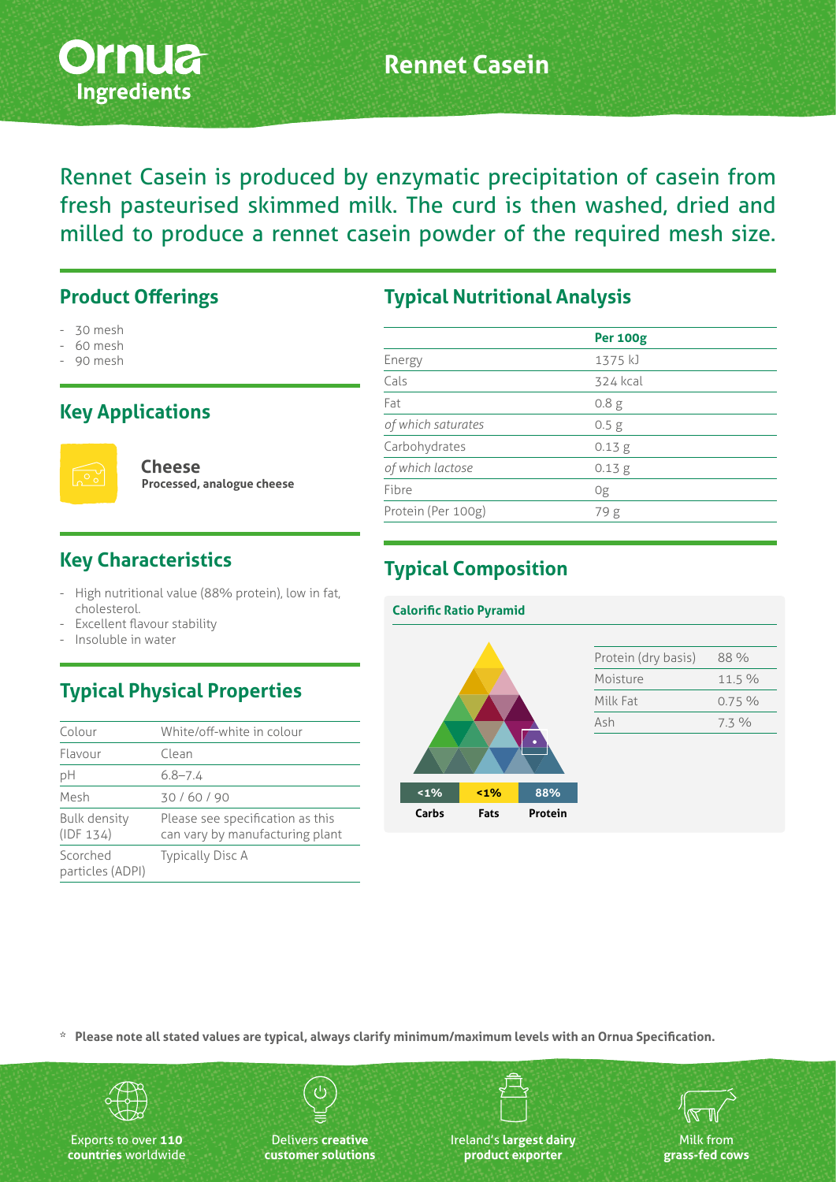Ornua Ingredients

# Rennet Casein

Rennet Casein is produced by enzymatic precipitation of casein from fresh pasteurised skimmed milk. The curd is then washed, dried and milled to produce a rennet casein powder of the required mesh size.

## Product Offerings

- 30 mesh
- 60 mesh
- 90 mesh

## Key Applications

**Cheese**
**Processed, analogue cheese**

## Key Characteristics

- High nutritional value (88% protein), low in fat, cholesterol.
- Excellent flavour stability
- Insoluble in water

## Typical Physical Properties

| | |
|---|---|
| Colour | White/off-white in colour |
| Flavour | Clean |
| pH | 6.8–7.4 |
| Mesh | 30 / 60 / 90 |
| Bulk density (IDF 134) | Please see specification as this can vary by manufacturing plant |
| Scorched particles (ADPI) | Typically Disc A |

## Typical Nutritional Analysis

| | **Per 100g** |
|---|---|
| Energy | 1375 kJ |
| Cals | 324 kcal |
| Fat | 0.8 g |
| *of which saturates* | 0.5 g |
| Carbohydrates | 0.13 g |
| *of which lactose* | 0.13 g |
| Fibre | 0g |
| Protein (Per 100g) | 79 g |

## Typical Composition

**Calorific Ratio Pyramid**

| <1% | <1% | 88% |
|---|---|---|
| Carbs | Fats | Protein |

| | |
|---|---|
| Protein (dry basis) | 88 % |
| Moisture | 11.5 % |
| Milk Fat | 0.75 % |
| Ash | 7.3 % |

\* **Please note all stated values are typical, always clarify minimum/maximum levels with an Ornua Specification.**

Exports to over **110 countries** worldwide

Delivers **creative customer solutions**

Ireland's **largest dairy product exporter**

Milk from **grass-fed cows**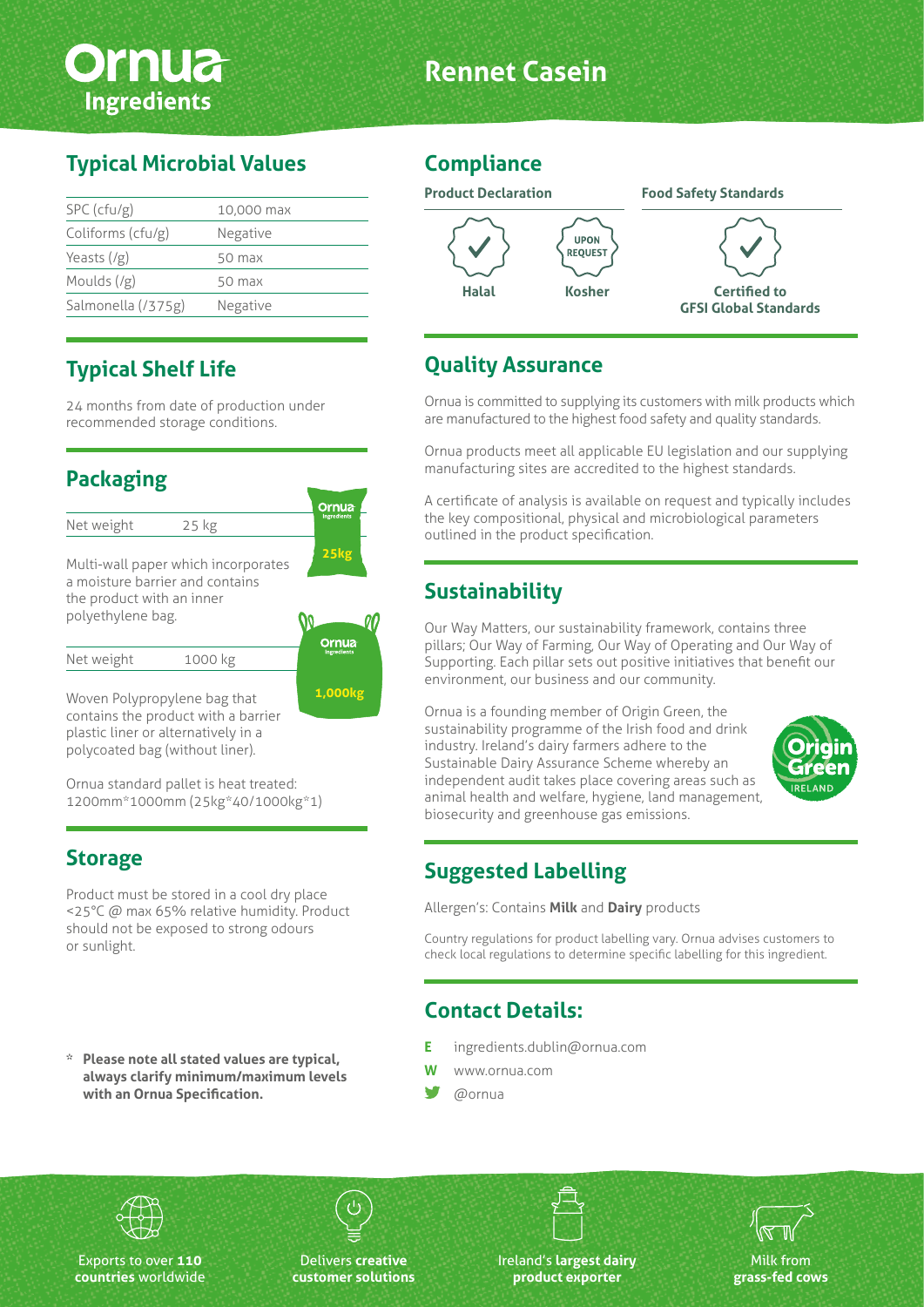# Rennet Casein

## Typical Microbial Values

| | |
|---|---|
| SPC (cfu/g) | 10,000 max |
| Coliforms (cfu/g) | Negative |
| Yeasts (/g) | 50 max |
| Moulds (/g) | 50 max |
| Salmonella (/375g) | Negative |

## Typical Shelf Life

24 months from date of production under recommended storage conditions.

## Packaging

| | |
|---|---|
| Net weight | 25 kg |

Multi-wall paper which incorporates a moisture barrier and contains the product with an inner polyethylene bag.

| | |
|---|---|
| Net weight | 1000 kg |

Woven Polypropylene bag that contains the product with a barrier plastic liner or alternatively in a polycoated bag (without liner).

Ornua standard pallet is heat treated: 1200mm*1000mm (25kg*40/1000kg*1)

## Storage

Product must be stored in a cool dry place <25°C @ max 65% relative humidity. Product should not be exposed to strong odours or sunlight.

\* **Please note all stated values are typical, always clarify minimum/maximum levels with an Ornua Specification.**

## Compliance

**Product Declaration**

- Halal: ✓
- Kosher: Upon Request

**Food Safety Standards**

- Certified to GFSI Global Standards: ✓

## Quality Assurance

Ornua is committed to supplying its customers with milk products which are manufactured to the highest food safety and quality standards.

Ornua products meet all applicable EU legislation and our supplying manufacturing sites are accredited to the highest standards.

A certificate of analysis is available on request and typically includes the key compositional, physical and microbiological parameters outlined in the product specification.

## Sustainability

Our Way Matters, our sustainability framework, contains three pillars; Our Way of Farming, Our Way of Operating and Our Way of Supporting. Each pillar sets out positive initiatives that benefit our environment, our business and our community.

Ornua is a founding member of Origin Green, the sustainability programme of the Irish food and drink industry. Ireland's dairy farmers adhere to the Sustainable Dairy Assurance Scheme whereby an independent audit takes place covering areas such as animal health and welfare, hygiene, land management, biosecurity and greenhouse gas emissions.

## Suggested Labelling

Allergen's: Contains **Milk** and **Dairy** products

Country regulations for product labelling vary. Ornua advises customers to check local regulations to determine specific labelling for this ingredient.

## Contact Details:

- **E** ingredients.dublin@ornua.com
- **W** www.ornua.com
- @ornua

Exports to over **110 countries** worldwide

Delivers **creative customer solutions**

Ireland's **largest dairy product exporter**

Milk from **grass-fed cows**